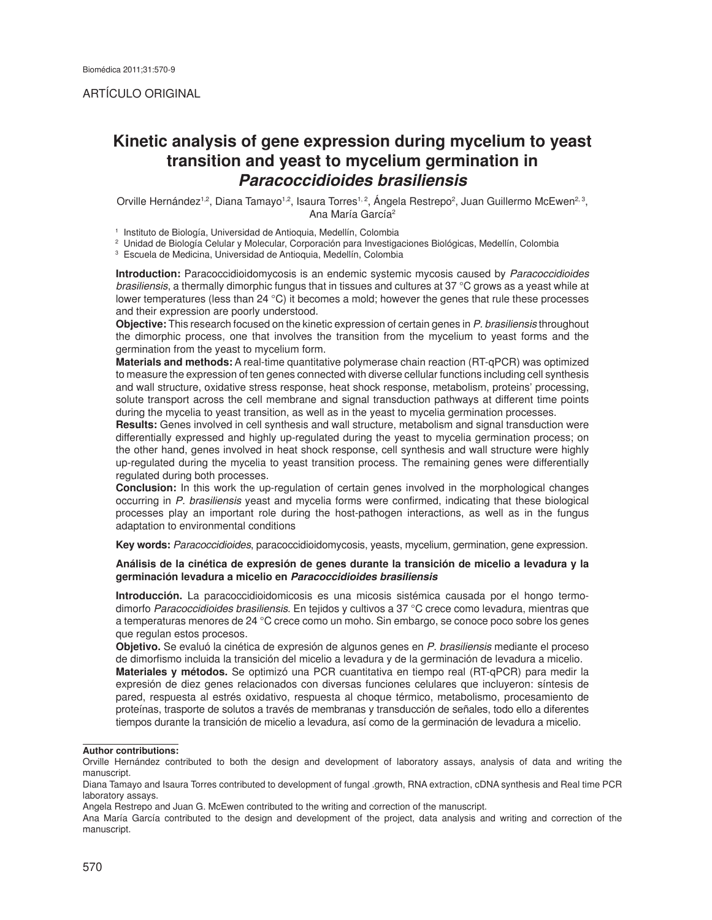ARTÍCULO ORIGINAL

# Kinetic analysis of gene expression during mycelium to yeast transition and yeast to mycelium germination in *Paracoccidioides brasiliensis*

Orville Hernández[1,2], Diana Tamayo[1,2], Isaura Torres[1, 2], Ángela Restrepo[2], Juan Guillermo McEwen[2, 3], Ana María García[2]

[1] Instituto de Biología, Universidad de Antioquia, Medellín, Colombia
[2] Unidad de Biología Celular y Molecular, Corporación para Investigaciones Biológicas, Medellín, Colombia
[3] Escuela de Medicina, Universidad de Antioquia, Medellín, Colombia

**Introduction:** Paracoccidioidomycosis is an endemic systemic mycosis caused by *Paracoccidioides brasiliensis*, a thermally dimorphic fungus that in tissues and cultures at 37 °C grows as a yeast while at lower temperatures (less than 24 °C) it becomes a mold; however the genes that rule these processes and their expression are poorly understood.

**Objective:** This research focused on the kinetic expression of certain genes in *P. brasiliensis* throughout the dimorphic process, one that involves the transition from the mycelium to yeast forms and the germination from the yeast to mycelium form.

**Materials and methods:** A real-time quantitative polymerase chain reaction (RT-qPCR) was optimized to measure the expression of ten genes connected with diverse cellular functions including cell synthesis and wall structure, oxidative stress response, heat shock response, metabolism, proteins' processing, solute transport across the cell membrane and signal transduction pathways at different time points during the mycelia to yeast transition, as well as in the yeast to mycelia germination processes.

**Results:** Genes involved in cell synthesis and wall structure, metabolism and signal transduction were differentially expressed and highly up-regulated during the yeast to mycelia germination process; on the other hand, genes involved in heat shock response, cell synthesis and wall structure were highly up-regulated during the mycelia to yeast transition process. The remaining genes were differentially regulated during both processes.

**Conclusion:** In this work the up-regulation of certain genes involved in the morphological changes occurring in *P. brasiliensis* yeast and mycelia forms were confirmed, indicating that these biological processes play an important role during the host-pathogen interactions, as well as in the fungus adaptation to environmental conditions

**Key words:** *Paracoccidioides*, paracoccidioidomycosis, yeasts, mycelium, germination, gene expression.

**Análisis de la cinética de expresión de genes durante la transición de micelio a levadura y la germinación levadura a micelio en *Paracoccidioides brasiliensis***

**Introducción.** La paracoccidioidomicosis es una micosis sistémica causada por el hongo termodimorfo *Paracoccidioides brasiliensis*. En tejidos y cultivos a 37 °C crece como levadura, mientras que a temperaturas menores de 24 °C crece como un moho. Sin embargo, se conoce poco sobre los genes que regulan estos procesos.

**Objetivo.** Se evaluó la cinética de expresión de algunos genes en *P. brasiliensis* mediante el proceso de dimorfismo incluida la transición del micelio a levadura y de la germinación de levadura a micelio.

**Materiales y métodos.** Se optimizó una PCR cuantitativa en tiempo real (RT-qPCR) para medir la expresión de diez genes relacionados con diversas funciones celulares que incluyeron: síntesis de pared, respuesta al estrés oxidativo, respuesta al choque térmico, metabolismo, procesamiento de proteínas, trasporte de solutos a través de membranas y transducción de señales, todo ello a diferentes tiempos durante la transición de micelio a levadura, así como de la germinación de levadura a micelio.

**Author contributions:**

Orville Hernández contributed to both the design and development of laboratory assays, analysis of data and writing the manuscript.

Diana Tamayo and Isaura Torres contributed to development of fungal .growth, RNA extraction, cDNA synthesis and Real time PCR laboratory assays.

Angela Restrepo and Juan G. McEwen contributed to the writing and correction of the manuscript.

Ana María García contributed to the design and development of the project, data analysis and writing and correction of the manuscript.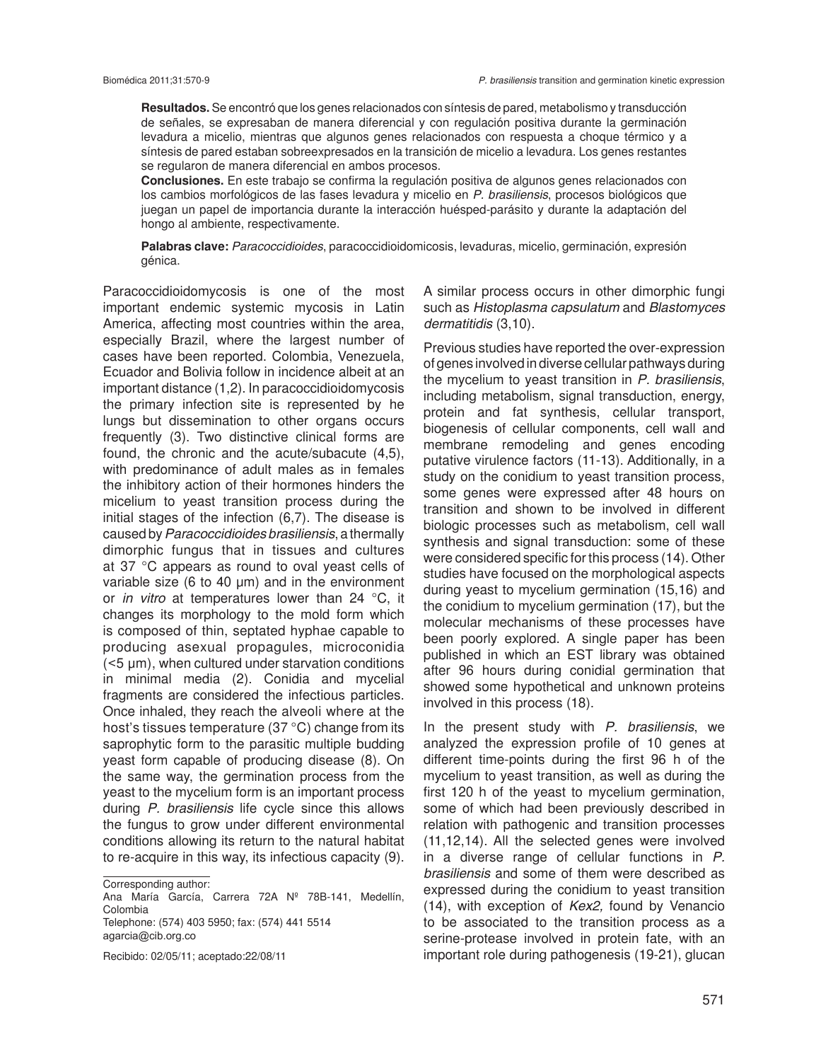**Resultados.** Se encontró que los genes relacionados con síntesis de pared, metabolismo y transducción de señales, se expresaban de manera diferencial y con regulación positiva durante la germinación levadura a micelio, mientras que algunos genes relacionados con respuesta a choque térmico y a síntesis de pared estaban sobreexpresados en la transición de micelio a levadura. Los genes restantes se regularon de manera diferencial en ambos procesos.

**Conclusiones.** En este trabajo se confirma la regulación positiva de algunos genes relacionados con los cambios morfológicos de las fases levadura y micelio en *P. brasiliensis*, procesos biológicos que juegan un papel de importancia durante la interacción huésped-parásito y durante la adaptación del hongo al ambiente, respectivamente.

**Palabras clave:** *Paracoccidioides*, paracoccidioidomicosis, levaduras, micelio, germinación, expresión génica.

Paracoccidioidomycosis is one of the most important endemic systemic mycosis in Latin America, affecting most countries within the area, especially Brazil, where the largest number of cases have been reported. Colombia, Venezuela, Ecuador and Bolivia follow in incidence albeit at an important distance (1,2). In paracoccidioidomycosis the primary infection site is represented by he lungs but dissemination to other organs occurs frequently (3). Two distinctive clinical forms are found, the chronic and the acute/subacute (4,5), with predominance of adult males as in females the inhibitory action of their hormones hinders the micelium to yeast transition process during the initial stages of the infection (6,7). The disease is caused by *Paracoccidioides brasiliensis*, a thermally dimorphic fungus that in tissues and cultures at 37 °C appears as round to oval yeast cells of variable size (6 to 40 µm) and in the environment or *in vitro* at temperatures lower than 24 °C, it changes its morphology to the mold form which is composed of thin, septated hyphae capable to producing asexual propagules, microconidia (<5 µm), when cultured under starvation conditions in minimal media (2). Conidia and mycelial fragments are considered the infectious particles. Once inhaled, they reach the alveoli where at the host's tissues temperature (37 °C) change from its saprophytic form to the parasitic multiple budding yeast form capable of producing disease (8). On the same way, the germination process from the yeast to the mycelium form is an important process during *P. brasiliensis* life cycle since this allows the fungus to grow under different environmental conditions allowing its return to the natural habitat to re-acquire in this way, its infectious capacity (9).

A similar process occurs in other dimorphic fungi such as *Histoplasma capsulatum* and *Blastomyces dermatitidis* (3,10).

Previous studies have reported the over-expression of genes involved in diverse cellular pathways during the mycelium to yeast transition in *P. brasiliensis*, including metabolism, signal transduction, energy, protein and fat synthesis, cellular transport, biogenesis of cellular components, cell wall and membrane remodeling and genes encoding putative virulence factors (11-13). Additionally, in a study on the conidium to yeast transition process, some genes were expressed after 48 hours on transition and shown to be involved in different biologic processes such as metabolism, cell wall synthesis and signal transduction: some of these were considered specific for this process (14). Other studies have focused on the morphological aspects during yeast to mycelium germination (15,16) and the conidium to mycelium germination (17), but the molecular mechanisms of these processes have been poorly explored. A single paper has been published in which an EST library was obtained after 96 hours during conidial germination that showed some hypothetical and unknown proteins involved in this process (18).

In the present study with *P. brasiliensis*, we analyzed the expression profile of 10 genes at different time-points during the first 96 h of the mycelium to yeast transition, as well as during the first 120 h of the yeast to mycelium germination, some of which had been previously described in relation with pathogenic and transition processes (11,12,14). All the selected genes were involved in a diverse range of cellular functions in *P. brasiliensis* and some of them were described as expressed during the conidium to yeast transition (14), with exception of *Kex2,* found by Venancio to be associated to the transition process as a serine-protease involved in protein fate, with an important role during pathogenesis (19-21), glucan

---

Corresponding author:
Ana María García, Carrera 72A Nº 78B-141, Medellín, Colombia
Telephone: (574) 403 5950; fax: (574) 441 5514
agarcia@cib.org.co

Recibido: 02/05/11; aceptado:22/08/11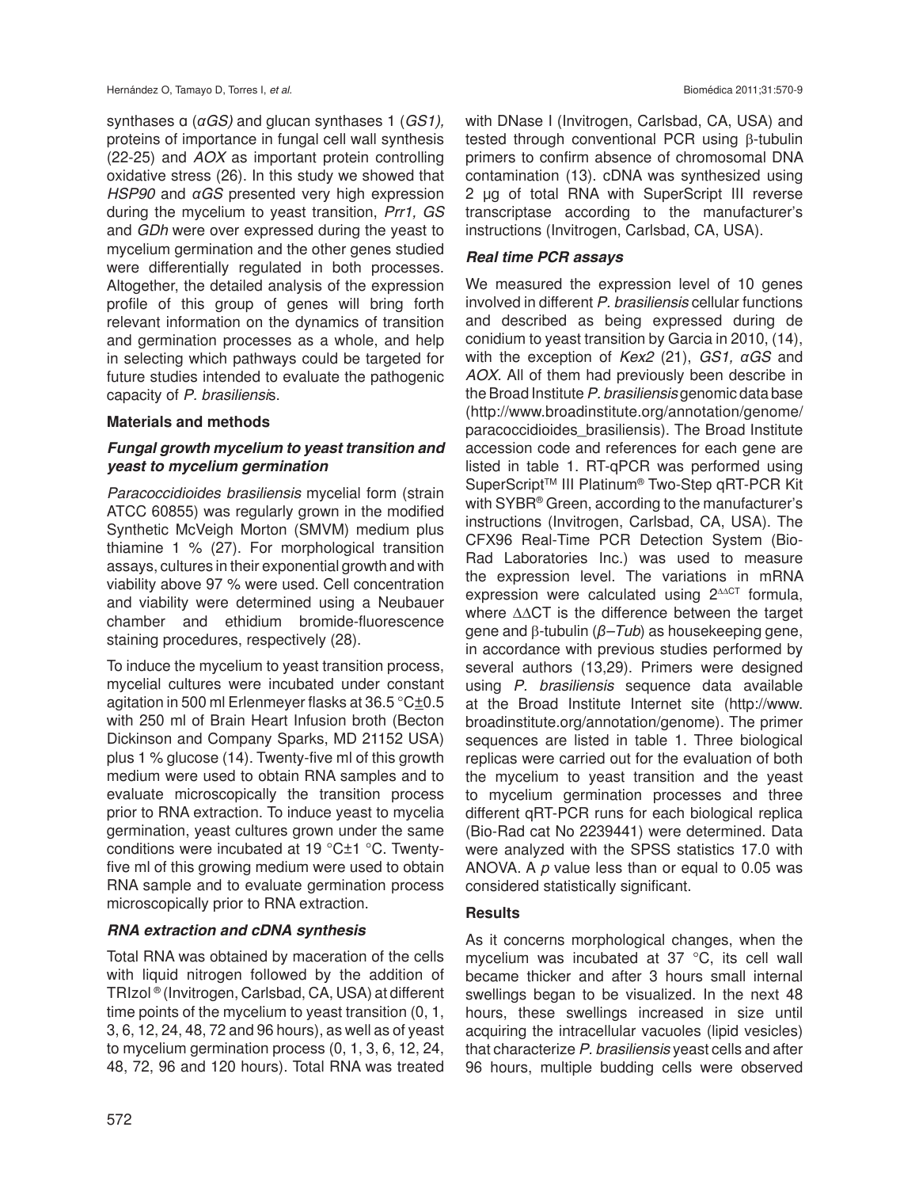synthases α (*αGS)* and glucan synthases 1 (*GS1),* proteins of importance in fungal cell wall synthesis (22-25) and *AOX* as important protein controlling oxidative stress (26). In this study we showed that *HSP90* and *αGS* presented very high expression during the mycelium to yeast transition, *Prr1, GS* and *GDh* were over expressed during the yeast to mycelium germination and the other genes studied were differentially regulated in both processes. Altogether, the detailed analysis of the expression profile of this group of genes will bring forth relevant information on the dynamics of transition and germination processes as a whole, and help in selecting which pathways could be targeted for future studies intended to evaluate the pathogenic capacity of *P. brasiliensi*s.

## Materials and methods

### *Fungal growth mycelium to yeast transition and yeast to mycelium germination*

*Paracoccidioides brasiliensis* mycelial form (strain ATCC 60855) was regularly grown in the modified Synthetic McVeigh Morton (SMVM) medium plus thiamine 1 % (27). For morphological transition assays, cultures in their exponential growth and with viability above 97 % were used. Cell concentration and viability were determined using a Neubauer chamber and ethidium bromide-fluorescence staining procedures, respectively (28).

To induce the mycelium to yeast transition process, mycelial cultures were incubated under constant agitation in 500 ml Erlenmeyer flasks at 36.5 °C±0.5 with 250 ml of Brain Heart Infusion broth (Becton Dickinson and Company Sparks, MD 21152 USA) plus 1 % glucose (14). Twenty-five ml of this growth medium were used to obtain RNA samples and to evaluate microscopically the transition process prior to RNA extraction. To induce yeast to mycelia germination, yeast cultures grown under the same conditions were incubated at 19 °C±1 °C. Twenty-five ml of this growing medium were used to obtain RNA sample and to evaluate germination process microscopically prior to RNA extraction.

### *RNA extraction and cDNA synthesis*

Total RNA was obtained by maceration of the cells with liquid nitrogen followed by the addition of TRIzol ® (Invitrogen, Carlsbad, CA, USA) at different time points of the mycelium to yeast transition (0, 1, 3, 6, 12, 24, 48, 72 and 96 hours), as well as of yeast to mycelium germination process (0, 1, 3, 6, 12, 24, 48, 72, 96 and 120 hours). Total RNA was treated with DNase I (Invitrogen, Carlsbad, CA, USA) and tested through conventional PCR using β-tubulin primers to confirm absence of chromosomal DNA contamination (13). cDNA was synthesized using 2 μg of total RNA with SuperScript III reverse transcriptase according to the manufacturer's instructions (Invitrogen, Carlsbad, CA, USA).

### *Real time PCR assays*

We measured the expression level of 10 genes involved in different *P. brasiliensis* cellular functions and described as being expressed during de conidium to yeast transition by Garcia in 2010, (14), with the exception of *Kex2* (21), *GS1, αGS* and *AOX.* All of them had previously been describe in the Broad Institute *P. brasiliensis* genomic data base (http://www.broadinstitute.org/annotation/genome/paracoccidioides_brasiliensis). The Broad Institute accession code and references for each gene are listed in table 1. RT-qPCR was performed using SuperScript™ III Platinum® Two-Step qRT-PCR Kit with SYBR® Green, according to the manufacturer's instructions (Invitrogen, Carlsbad, CA, USA). The CFX96 Real-Time PCR Detection System (Bio-Rad Laboratories Inc.) was used to measure the expression level. The variations in mRNA expression were calculated using $2^{\Delta\Delta CT}$ formula, where ΔΔCT is the difference between the target gene and β-tubulin (*β–Tub*) as housekeeping gene, in accordance with previous studies performed by several authors (13,29). Primers were designed using *P. brasiliensis* sequence data available at the Broad Institute Internet site (http://www.broadinstitute.org/annotation/genome). The primer sequences are listed in table 1. Three biological replicas were carried out for the evaluation of both the mycelium to yeast transition and the yeast to mycelium germination processes and three different qRT-PCR runs for each biological replica (Bio-Rad cat No 2239441) were determined. Data were analyzed with the SPSS statistics 17.0 with ANOVA. A *p* value less than or equal to 0.05 was considered statistically significant.

## Results

As it concerns morphological changes, when the mycelium was incubated at 37 °C, its cell wall became thicker and after 3 hours small internal swellings began to be visualized. In the next 48 hours, these swellings increased in size until acquiring the intracellular vacuoles (lipid vesicles) that characterize *P. brasiliensis* yeast cells and after 96 hours, multiple budding cells were observed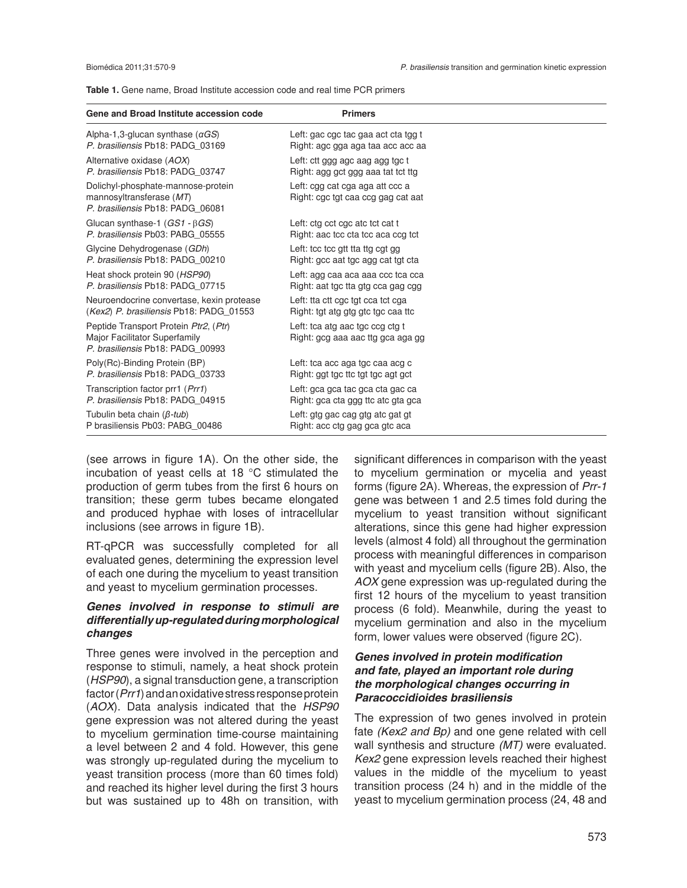**Table 1.** Gene name, Broad Institute accession code and real time PCR primers

| Gene and Broad Institute accession code | Primers |
|---|---|
| Alpha-1,3-glucan synthase (*αGS*)<br>*P. brasiliensis* Pb18: PADG_03169 | Left: gac cgc tac gaa act cta tgg t<br>Right: agc gga aga taa acc acc aa |
| Alternative oxidase (*AOX*)<br>*P. brasiliensis* Pb18: PADG_03747 | Left: ctt ggg agc aag agg tgc t<br>Right: agg gct ggg aaa tat tct ttg |
| Dolichyl-phosphate-mannose-protein mannosyltransferase (*MT*)<br>*P. brasiliensis* Pb18: PADG_06081 | Left: cgg cat cga aga att ccc a<br>Right: cgc tgt caa ccg gag cat aat |
| Glucan synthase-1 (*GS1* - β*GS*)<br>*P. brasiliensis* Pb03: PABG_05555 | Left: ctg cct cgc atc tct cat t<br>Right: aac tcc cta tcc aca ccg tct |
| Glycine Dehydrogenase (*GDh*)<br>*P. brasiliensis* Pb18: PADG_00210 | Left: tcc tcc gtt tta ttg cgt gg<br>Right: gcc aat tgc agg cat tgt cta |
| Heat shock protein 90 (*HSP90*)<br>*P. brasiliensis* Pb18: PADG_07715 | Left: agg caa aca aaa ccc tca cca<br>Right: aat tgc tta gtg cca gag cgg |
| Neuroendocrine convertase, kexin protease (*Kex2*) *P. brasiliensis* Pb18: PADG_01553 | Left: tta ctt cgc tgt cca tct cga<br>Right: tgt atg gtg gtc tgc caa ttc |
| Peptide Transport Protein *Ptr2*, (*Ptr*)<br>Major Facilitator Superfamily<br>*P. brasiliensis* Pb18: PADG_00993 | Left: tca atg aac tgc ccg ctg t<br>Right: gcg aaa aac ttg gca aga gg |
| Poly(Rc)-Binding Protein (BP)<br>*P. brasiliensis* Pb18: PADG_03733 | Left: tca acc aga tgc caa acg c<br>Right: ggt tgc ttc tgt tgc agt gct |
| Transcription factor prr1 (*Prr1*)<br>*P. brasiliensis* Pb18: PADG_04915 | Left: gca gca tac gca cta gac ca<br>Right: gca cta ggg ttc atc gta gca |
| Tubulin beta chain (*β-tub*)<br>P brasiliensis Pb03: PABG_00486 | Left: gtg gac cag gtg atc gat gt<br>Right: acc ctg gag gca gtc aca |

(see arrows in figure 1A). On the other side, the incubation of yeast cells at 18 °C stimulated the production of germ tubes from the first 6 hours on transition; these germ tubes became elongated and produced hyphae with loses of intracellular inclusions (see arrows in figure 1B).

RT-qPCR was successfully completed for all evaluated genes, determining the expression level of each one during the mycelium to yeast transition and yeast to mycelium germination processes.

### *Genes involved in response to stimuli are differentially up-regulated during morphological changes*

Three genes were involved in the perception and response to stimuli, namely, a heat shock protein (*HSP90*), a signal transduction gene, a transcription factor (*Prr1*) and an oxidative stress response protein (*AOX*). Data analysis indicated that the *HSP90* gene expression was not altered during the yeast to mycelium germination time-course maintaining a level between 2 and 4 fold. However, this gene was strongly up-regulated during the mycelium to yeast transition process (more than 60 times fold) and reached its higher level during the first 3 hours but was sustained up to 48h on transition, with significant differences in comparison with the yeast to mycelium germination or mycelia and yeast forms (figure 2A). Whereas, the expression of *Prr-1* gene was between 1 and 2.5 times fold during the mycelium to yeast transition without significant alterations, since this gene had higher expression levels (almost 4 fold) all throughout the germination process with meaningful differences in comparison with yeast and mycelium cells (figure 2B). Also, the *AOX* gene expression was up-regulated during the first 12 hours of the mycelium to yeast transition process (6 fold). Meanwhile, during the yeast to mycelium germination and also in the mycelium form, lower values were observed (figure 2C).

### *Genes involved in protein modification and fate, played an important role during the morphological changes occurring in Paracoccidioides brasiliensis*

The expression of two genes involved in protein fate *(Kex2 and Bp)* and one gene related with cell wall synthesis and structure *(MT)* were evaluated. *Kex2* gene expression levels reached their highest values in the middle of the mycelium to yeast transition process (24 h) and in the middle of the yeast to mycelium germination process (24, 48 and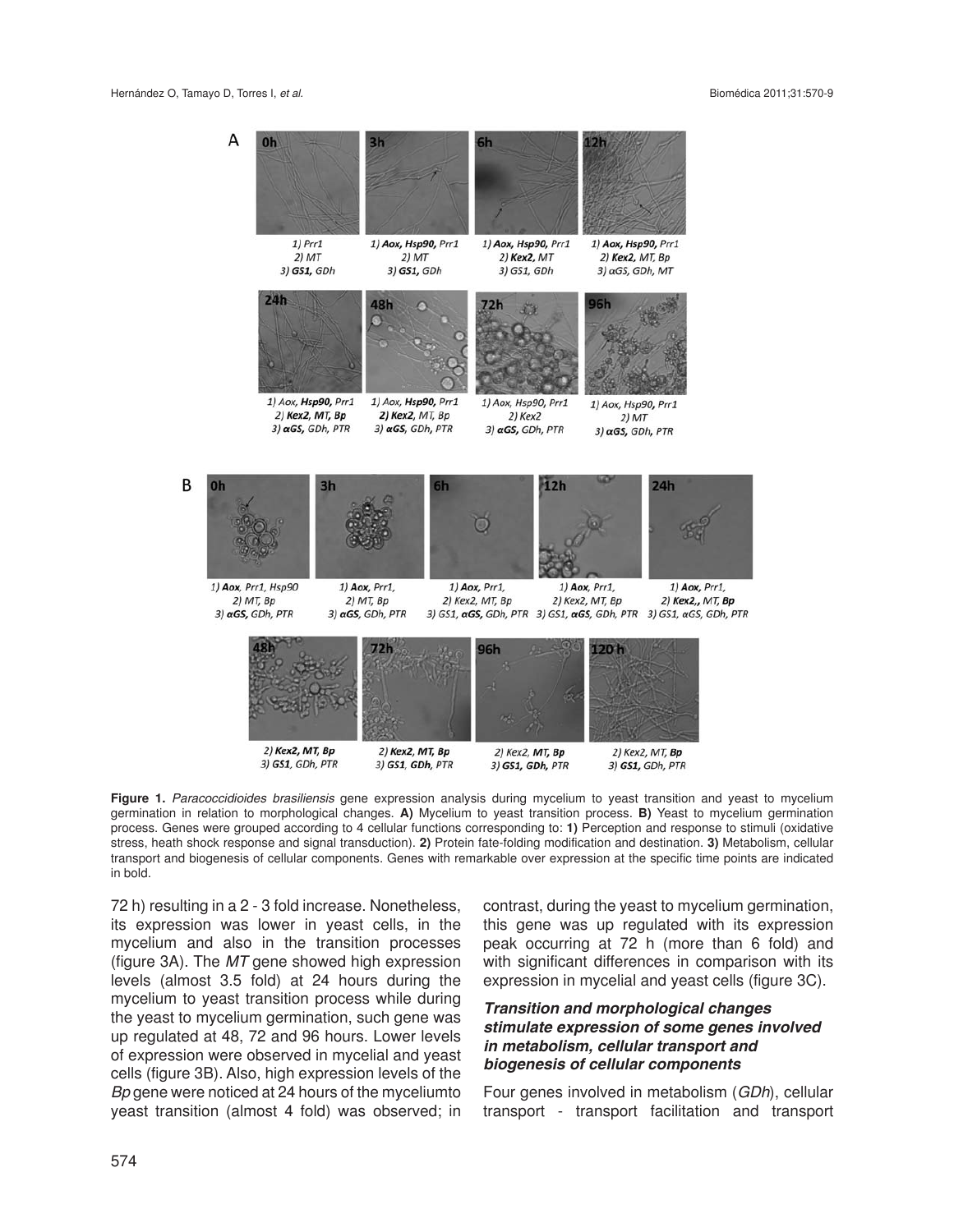**Figure 1.** *Paracoccidioides brasiliensis* gene expression analysis during mycelium to yeast transition and yeast to mycelium germination in relation to morphological changes. **A)** Mycelium to yeast transition process. **B)** Yeast to mycelium germination process. Genes were grouped according to 4 cellular functions corresponding to: **1)** Perception and response to stimuli (oxidative stress, heath shock response and signal transduction). **2)** Protein fate-folding modification and destination. **3)** Metabolism, cellular transport and biogenesis of cellular components. Genes with remarkable over expression at the specific time points are indicated in bold.

72 h) resulting in a 2 - 3 fold increase. Nonetheless, its expression was lower in yeast cells, in the mycelium and also in the transition processes (figure 3A). The *MT* gene showed high expression levels (almost 3.5 fold) at 24 hours during the mycelium to yeast transition process while during the yeast to mycelium germination, such gene was up regulated at 48, 72 and 96 hours. Lower levels of expression were observed in mycelial and yeast cells (figure 3B). Also, high expression levels of the *Bp* gene were noticed at 24 hours of the myceliumto yeast transition (almost 4 fold) was observed; in contrast, during the yeast to mycelium germination, this gene was up regulated with its expression peak occurring at 72 h (more than 6 fold) and with significant differences in comparison with its expression in mycelial and yeast cells (figure 3C).

### *Transition and morphological changes stimulate expression of some genes involved in metabolism, cellular transport and biogenesis of cellular components*

Four genes involved in metabolism (*GDh*), cellular transport - transport facilitation and transport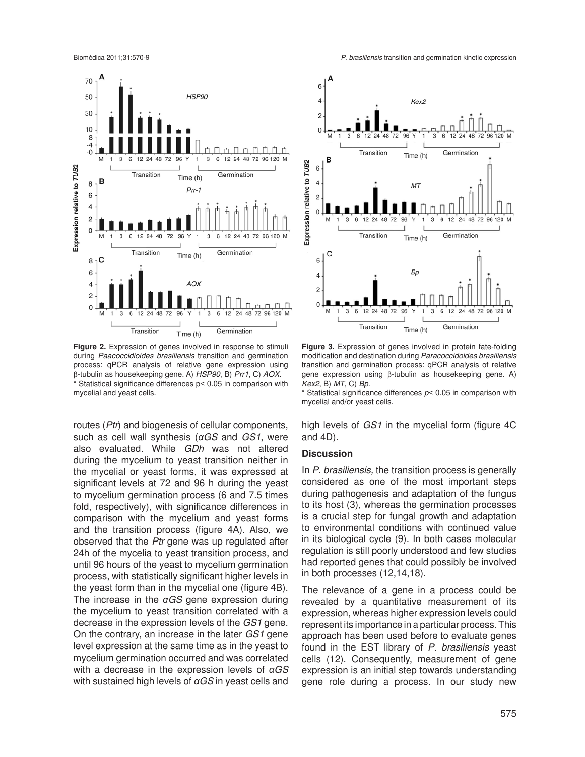**Figure 2.** Expression of genes involved in response to stimuli during *Paacoccidioides brasiliensis* transition and germination process: qPCR analysis of relative gene expression using β-tubulin as housekeeping gene. A) *HSP90*, B) *Prr1*, C) *AOX*.
* Statistical significance differences p< 0.05 in comparison with mycelial and yeast cells.

**Figure 3.** Expression of genes involved in protein fate-folding modification and destination during *Paracoccidoides brasiliensis* transition and germination process: qPCR analysis of relative gene expression using β-tubulin as housekeeping gene. A) *Kex2*, B) *MT*, C) *Bp*.
* Statistical significance differences *p*< 0.05 in comparison with mycelial and/or yeast cells.

routes (*Ptr*) and biogenesis of cellular components, such as cell wall synthesis (*αGS* and *GS1*, were also evaluated. While *GDh* was not altered during the mycelium to yeast transition neither in the mycelial or yeast forms, it was expressed at significant levels at 72 and 96 h during the yeast to mycelium germination process (6 and 7.5 times fold, respectively), with significance differences in comparison with the mycelium and yeast forms and the transition process (figure 4A). Also, we observed that the *Ptr* gene was up regulated after 24h of the mycelia to yeast transition process, and until 96 hours of the yeast to mycelium germination process, with statistically significant higher levels in the yeast form than in the mycelial one (figure 4B). The increase in the *αGS* gene expression during the mycelium to yeast transition correlated with a decrease in the expression levels of the *GS1* gene. On the contrary, an increase in the later *GS1* gene level expression at the same time as in the yeast to mycelium germination occurred and was correlated with a decrease in the expression levels of *αGS* with sustained high levels of *αGS* in yeast cells and high levels of *GS1* in the mycelial form (figure 4C and 4D).

## Discussion

In *P. brasiliensis,* the transition process is generally considered as one of the most important steps during pathogenesis and adaptation of the fungus to its host (3), whereas the germination processes is a crucial step for fungal growth and adaptation to environmental conditions with continued value in its biological cycle (9). In both cases molecular regulation is still poorly understood and few studies had reported genes that could possibly be involved in both processes (12,14,18).

The relevance of a gene in a process could be revealed by a quantitative measurement of its expression, whereas higher expression levels could represent its importance in a particular process. This approach has been used before to evaluate genes found in the EST library of *P. brasiliensis* yeast cells (12). Consequently, measurement of gene expression is an initial step towards understanding gene role during a process. In our study new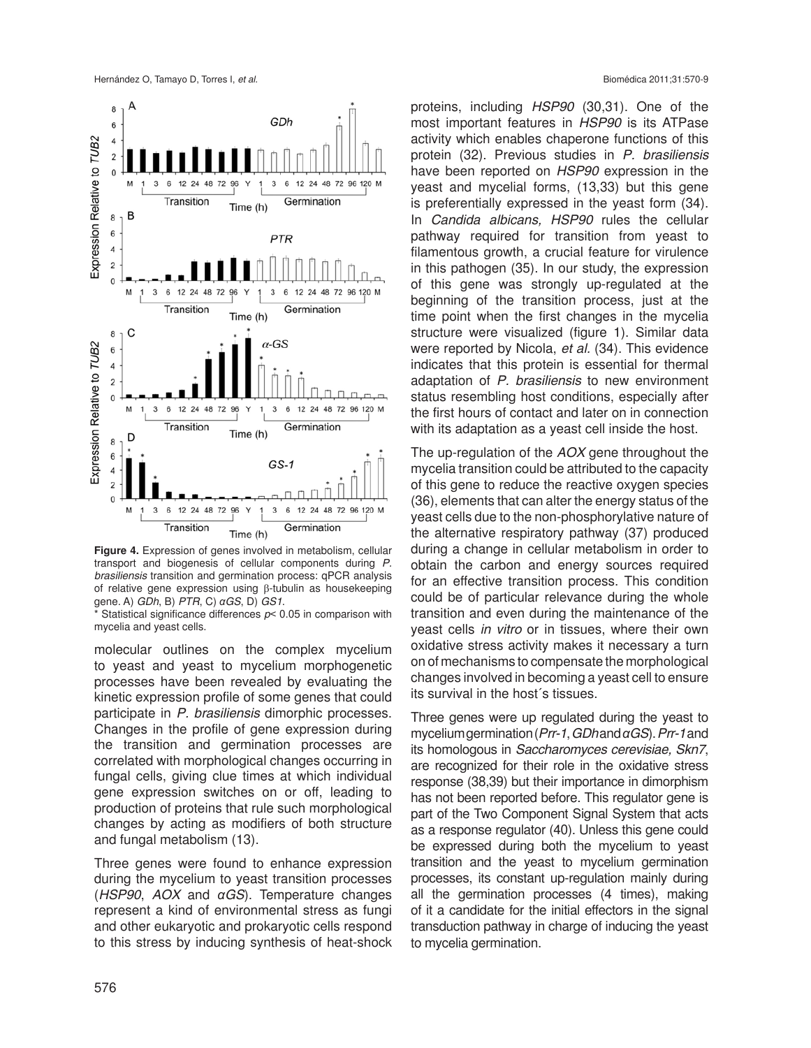**Figure 4.** Expression of genes involved in metabolism, cellular transport and biogenesis of cellular components during *P. brasiliensis* transition and germination process: qPCR analysis of relative gene expression using β-tubulin as housekeeping gene. A) *GDh*, B) *PTR*, C) *αGS*, D) *GS1*.

\* Statistical significance differences $p < 0.05$ in comparison with mycelia and yeast cells.

molecular outlines on the complex mycelium to yeast and yeast to mycelium morphogenetic processes have been revealed by evaluating the kinetic expression profile of some genes that could participate in *P. brasiliensis* dimorphic processes. Changes in the profile of gene expression during the transition and germination processes are correlated with morphological changes occurring in fungal cells, giving clue times at which individual gene expression switches on or off, leading to production of proteins that rule such morphological changes by acting as modifiers of both structure and fungal metabolism (13).

Three genes were found to enhance expression during the mycelium to yeast transition processes (*HSP90*, *AOX* and *αGS*). Temperature changes represent a kind of environmental stress as fungi and other eukaryotic and prokaryotic cells respond to this stress by inducing synthesis of heat-shock proteins, including *HSP90* (30,31). One of the most important features in *HSP90* is its ATPase activity which enables chaperone functions of this protein (32). Previous studies in *P. brasiliensis* have been reported on *HSP90* expression in the yeast and mycelial forms, (13,33) but this gene is preferentially expressed in the yeast form (34). In *Candida albicans, HSP90* rules the cellular pathway required for transition from yeast to filamentous growth, a crucial feature for virulence in this pathogen (35). In our study, the expression of this gene was strongly up-regulated at the beginning of the transition process, just at the time point when the first changes in the mycelia structure were visualized (figure 1). Similar data were reported by Nicola, *et al.* (34). This evidence indicates that this protein is essential for thermal adaptation of *P. brasiliensis* to new environment status resembling host conditions, especially after the first hours of contact and later on in connection with its adaptation as a yeast cell inside the host.

The up-regulation of the *AOX* gene throughout the mycelia transition could be attributed to the capacity of this gene to reduce the reactive oxygen species (36), elements that can alter the energy status of the yeast cells due to the non-phosphorylative nature of the alternative respiratory pathway (37) produced during a change in cellular metabolism in order to obtain the carbon and energy sources required for an effective transition process. This condition could be of particular relevance during the whole transition and even during the maintenance of the yeast cells *in vitro* or in tissues, where their own oxidative stress activity makes it necessary a turn on of mechanisms to compensate the morphological changes involved in becoming a yeast cell to ensure its survival in the host´s tissues.

Three genes were up regulated during the yeast to mycelium germination (*Prr-1*, *GDh* and *αGS*). *Prr-1* and its homologous in *Saccharomyces cerevisiae, Skn7*, are recognized for their role in the oxidative stress response (38,39) but their importance in dimorphism has not been reported before. This regulator gene is part of the Two Component Signal System that acts as a response regulator (40). Unless this gene could be expressed during both the mycelium to yeast transition and the yeast to mycelium germination processes, its constant up-regulation mainly during all the germination processes (4 times), making of it a candidate for the initial effectors in the signal transduction pathway in charge of inducing the yeast to mycelia germination.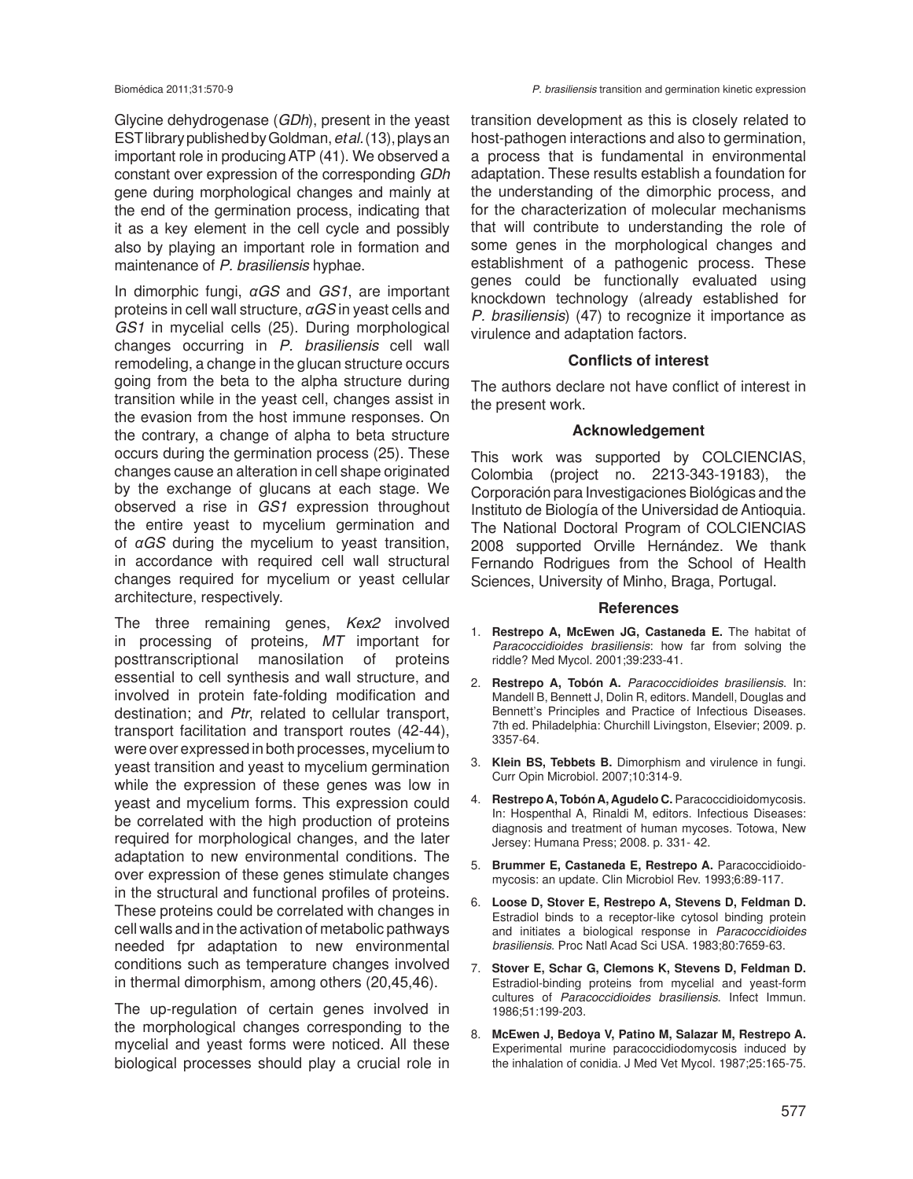Glycine dehydrogenase (*GDh*), present in the yeast EST library published by Goldman, *et al.* (13), plays an important role in producing ATP (41). We observed a constant over expression of the corresponding *GDh* gene during morphological changes and mainly at the end of the germination process, indicating that it as a key element in the cell cycle and possibly also by playing an important role in formation and maintenance of *P. brasiliensis* hyphae.

In dimorphic fungi, *αGS* and *GS1*, are important proteins in cell wall structure, *αGS* in yeast cells and *GS1* in mycelial cells (25). During morphological changes occurring in *P. brasiliensis* cell wall remodeling, a change in the glucan structure occurs going from the beta to the alpha structure during transition while in the yeast cell, changes assist in the evasion from the host immune responses. On the contrary, a change of alpha to beta structure occurs during the germination process (25). These changes cause an alteration in cell shape originated by the exchange of glucans at each stage. We observed a rise in *GS1* expression throughout the entire yeast to mycelium germination and of *αGS* during the mycelium to yeast transition, in accordance with required cell wall structural changes required for mycelium or yeast cellular architecture, respectively.

The three remaining genes, *Kex2* involved in processing of proteins, *MT* important for posttranscriptional manosilation of proteins essential to cell synthesis and wall structure, and involved in protein fate-folding modification and destination; and *Ptr*, related to cellular transport, transport facilitation and transport routes (42-44), were over expressed in both processes, mycelium to yeast transition and yeast to mycelium germination while the expression of these genes was low in yeast and mycelium forms. This expression could be correlated with the high production of proteins required for morphological changes, and the later adaptation to new environmental conditions. The over expression of these genes stimulate changes in the structural and functional profiles of proteins. These proteins could be correlated with changes in cell walls and in the activation of metabolic pathways needed fpr adaptation to new environmental conditions such as temperature changes involved in thermal dimorphism, among others (20,45,46).

The up-regulation of certain genes involved in the morphological changes corresponding to the mycelial and yeast forms were noticed. All these biological processes should play a crucial role in transition development as this is closely related to host-pathogen interactions and also to germination, a process that is fundamental in environmental adaptation. These results establish a foundation for the understanding of the dimorphic process, and for the characterization of molecular mechanisms that will contribute to understanding the role of some genes in the morphological changes and establishment of a pathogenic process. These genes could be functionally evaluated using knockdown technology (already established for *P. brasiliensis*) (47) to recognize it importance as virulence and adaptation factors.

### Conflicts of interest

The authors declare not have conflict of interest in the present work.

### Acknowledgement

This work was supported by COLCIENCIAS, Colombia (project no. 2213-343-19183), the Corporación para Investigaciones Biológicas and the Instituto de Biología of the Universidad de Antioquia. The National Doctoral Program of COLCIENCIAS 2008 supported Orville Hernández. We thank Fernando Rodrigues from the School of Health Sciences, University of Minho, Braga, Portugal.

### References

1. **Restrepo A, McEwen JG, Castaneda E.** The habitat of *Paracoccidioides brasiliensis*: how far from solving the riddle? Med Mycol. 2001;39:233-41.
2. **Restrepo A, Tobón A.** *Paracoccidioides brasiliensis*. In: Mandell B, Bennett J, Dolin R, editors. Mandell, Douglas and Bennett's Principles and Practice of Infectious Diseases. 7th ed. Philadelphia: Churchill Livingston, Elsevier; 2009. p. 3357-64.
3. **Klein BS, Tebbets B.** Dimorphism and virulence in fungi. Curr Opin Microbiol. 2007;10:314-9.
4. **Restrepo A, Tobón A, Agudelo C.** Paracoccidioidomycosis. In: Hospenthal A, Rinaldi M, editors. Infectious Diseases: diagnosis and treatment of human mycoses. Totowa, New Jersey: Humana Press; 2008. p. 331- 42.
5. **Brummer E, Castaneda E, Restrepo A.** Paracoccidioidomycosis: an update. Clin Microbiol Rev. 1993;6:89-117.
6. **Loose D, Stover E, Restrepo A, Stevens D, Feldman D.** Estradiol binds to a receptor-like cytosol binding protein and initiates a biological response in *Paracoccidioides brasiliensis*. Proc Natl Acad Sci USA. 1983;80:7659-63.
7. **Stover E, Schar G, Clemons K, Stevens D, Feldman D.** Estradiol-binding proteins from mycelial and yeast-form cultures of *Paracoccidioides brasiliensis*. Infect Immun. 1986;51:199-203.
8. **McEwen J, Bedoya V, Patino M, Salazar M, Restrepo A.** Experimental murine paracoccidiodomycosis induced by the inhalation of conidia. J Med Vet Mycol. 1987;25:165-75.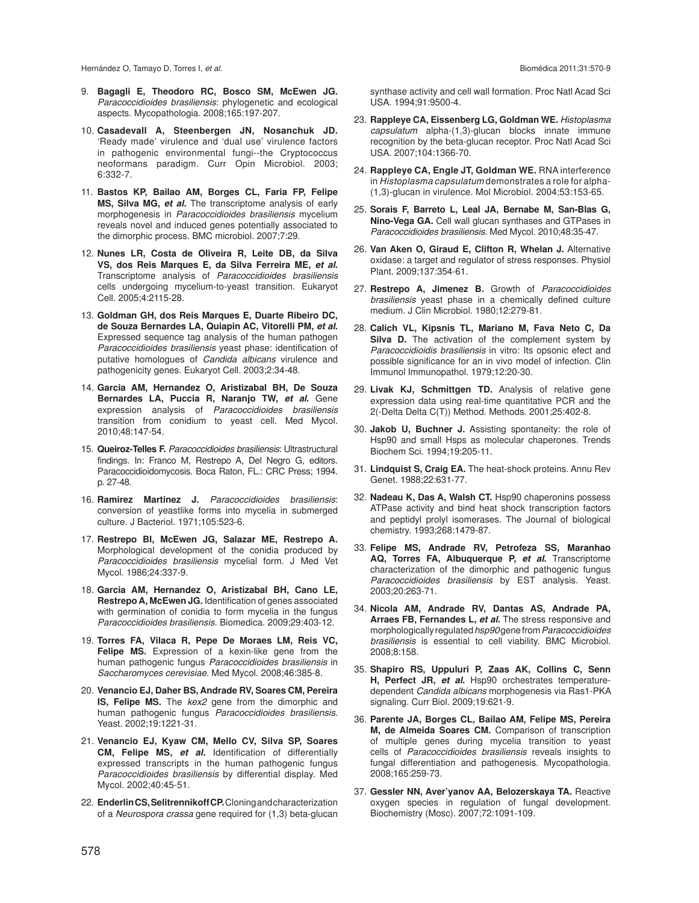9. **Bagagli E, Theodoro RC, Bosco SM, McEwen JG.** *Paracoccidioides brasiliensis*: phylogenetic and ecological aspects. Mycopathologia. 2008;165:197-207.

10. **Casadevall A, Steenbergen JN, Nosanchuk JD.** 'Ready made' virulence and 'dual use' virulence factors in pathogenic environmental fungi--the Cryptococcus neoformans paradigm. Curr Opin Microbiol. 2003; 6:332-7.

11. **Bastos KP, Bailao AM, Borges CL, Faria FP, Felipe MS, Silva MG, *et al.*** The transcriptome analysis of early morphogenesis in *Paracoccidioides brasiliensis* mycelium reveals novel and induced genes potentially associated to the dimorphic process. BMC microbiol. 2007;7:29.

12. **Nunes LR, Costa de Oliveira R, Leite DB, da Silva VS, dos Reis Marques E, da Silva Ferreira ME, *et al.*** Transcriptome analysis of *Paracoccidioides brasiliensis* cells undergoing mycelium-to-yeast transition. Eukaryot Cell. 2005;4:2115-28.

13. **Goldman GH, dos Reis Marques E, Duarte Ribeiro DC, de Souza Bernardes LA, Quiapin AC, Vitorelli PM, *et al.*** Expressed sequence tag analysis of the human pathogen *Paracoccidioides brasiliensis* yeast phase: identification of putative homologues of *Candida albicans* virulence and pathogenicity genes. Eukaryot Cell. 2003;2:34-48.

14. **Garcia AM, Hernandez O, Aristizabal BH, De Souza Bernardes LA, Puccia R, Naranjo TW, *et al.*** Gene expression analysis of *Paracoccidioides brasiliensis* transition from conidium to yeast cell. Med Mycol. 2010;48:147-54.

15. **Queiroz-Telles F.** *Paracoccidioides brasiliensis*: Ultrastructural findings. In: Franco M, Restrepo A, Del Negro G, editors. Paracoccidioidomycosis. Boca Raton, FL.: CRC Press; 1994. p. 27-48.

16. **Ramirez Martinez J.** *Paracoccidioides brasiliensis*: conversion of yeastlike forms into mycelia in submerged culture. J Bacteriol. 1971;105:523-6.

17. **Restrepo BI, McEwen JG, Salazar ME, Restrepo A.** Morphological development of the conidia produced by *Paracoccidioides brasiliensis* mycelial form. J Med Vet Mycol. 1986;24:337-9.

18. **Garcia AM, Hernandez O, Aristizabal BH, Cano LE, Restrepo A, McEwen JG.** Identification of genes associated with germination of conidia to form mycelia in the fungus *Paracoccidioides brasiliensis.* Biomedica. 2009;29:403-12.

19. **Torres FA, Vilaca R, Pepe De Moraes LM, Reis VC, Felipe MS.** Expression of a kexin-like gene from the human pathogenic fungus *Paracoccidioides brasiliensis* in *Saccharomyces cerevisiae.* Med Mycol. 2008;46:385-8.

20. **Venancio EJ, Daher BS, Andrade RV, Soares CM, Pereira IS, Felipe MS.** The *kex2* gene from the dimorphic and human pathogenic fungus *Paracoccidioides brasiliensis*. Yeast. 2002;19:1221-31.

21. **Venancio EJ, Kyaw CM, Mello CV, Silva SP, Soares CM, Felipe MS, *et al.*** Identification of differentially expressed transcripts in the human pathogenic fungus *Paracoccidioides brasiliensis* by differential display. Med Mycol. 2002;40:45-51.

22. **Enderlin CS, Selitrennikoff CP.** Cloning and characterization of a *Neurospora crassa* gene required for (1,3) beta-glucan synthase activity and cell wall formation. Proc Natl Acad Sci USA. 1994;91:9500-4.

23. **Rappleye CA, Eissenberg LG, Goldman WE.** *Histoplasma capsulatum* alpha-(1,3)-glucan blocks innate immune recognition by the beta-glucan receptor. Proc Natl Acad Sci USA. 2007;104:1366-70.

24. **Rappleye CA, Engle JT, Goldman WE.** RNA interference in *Histoplasma capsulatum* demonstrates a role for alpha-(1,3)-glucan in virulence. Mol Microbiol. 2004;53:153-65.

25. **Sorais F, Barreto L, Leal JA, Bernabe M, San-Blas G, Nino-Vega GA.** Cell wall glucan synthases and GTPases in *Paracoccidioides brasiliensis*. Med Mycol. 2010;48:35-47.

26. **Van Aken O, Giraud E, Clifton R, Whelan J.** Alternative oxidase: a target and regulator of stress responses. Physiol Plant. 2009;137:354-61.

27. **Restrepo A, Jimenez B.** Growth of *Paracoccidioides brasiliensis* yeast phase in a chemically defined culture medium. J Clin Microbiol. 1980;12:279-81.

28. **Calich VL, Kipsnis TL, Mariano M, Fava Neto C, Da Silva D.** The activation of the complement system by *Paracoccidioidis brasiliensis* in vitro: Its opsonic efect and possible significance for an in vivo model of infection. Clin Immunol Immunopathol. 1979;12:20-30.

29. **Livak KJ, Schmittgen TD.** Analysis of relative gene expression data using real-time quantitative PCR and the 2(-Delta Delta C(T)) Method. Methods. 2001;25:402-8.

30. **Jakob U, Buchner J.** Assisting spontaneity: the role of Hsp90 and small Hsps as molecular chaperones. Trends Biochem Sci. 1994;19:205-11.

31. **Lindquist S, Craig EA.** The heat-shock proteins. Annu Rev Genet. 1988;22:631-77.

32. **Nadeau K, Das A, Walsh CT.** Hsp90 chaperonins possess ATPase activity and bind heat shock transcription factors and peptidyl prolyl isomerases. The Journal of biological chemistry. 1993;268:1479-87.

33. **Felipe MS, Andrade RV, Petrofeza SS, Maranhao AQ, Torres FA, Albuquerque P, *et al.*** Transcriptome characterization of the dimorphic and pathogenic fungus *Paracoccidioides brasiliensis* by EST analysis. Yeast. 2003;20:263-71.

34. **Nicola AM, Andrade RV, Dantas AS, Andrade PA, Arraes FB, Fernandes L, *et al.*** The stress responsive and morphologically regulated *hsp90* gene from *Paracoccidioides brasiliensis* is essential to cell viability. BMC Microbiol. 2008;8:158.

35. **Shapiro RS, Uppuluri P, Zaas AK, Collins C, Senn H, Perfect JR, *et al.*** Hsp90 orchestrates temperature-dependent *Candida albicans* morphogenesis via Ras1-PKA signaling. Curr Biol. 2009;19:621-9.

36. **Parente JA, Borges CL, Bailao AM, Felipe MS, Pereira M, de Almeida Soares CM.** Comparison of transcription of multiple genes during mycelia transition to yeast cells of *Paracoccidioides brasiliensis* reveals insights to fungal differentiation and pathogenesis. Mycopathologia. 2008;165:259-73.

37. **Gessler NN, Aver'yanov AA, Belozerskaya TA.** Reactive oxygen species in regulation of fungal development. Biochemistry (Mosc). 2007;72:1091-109.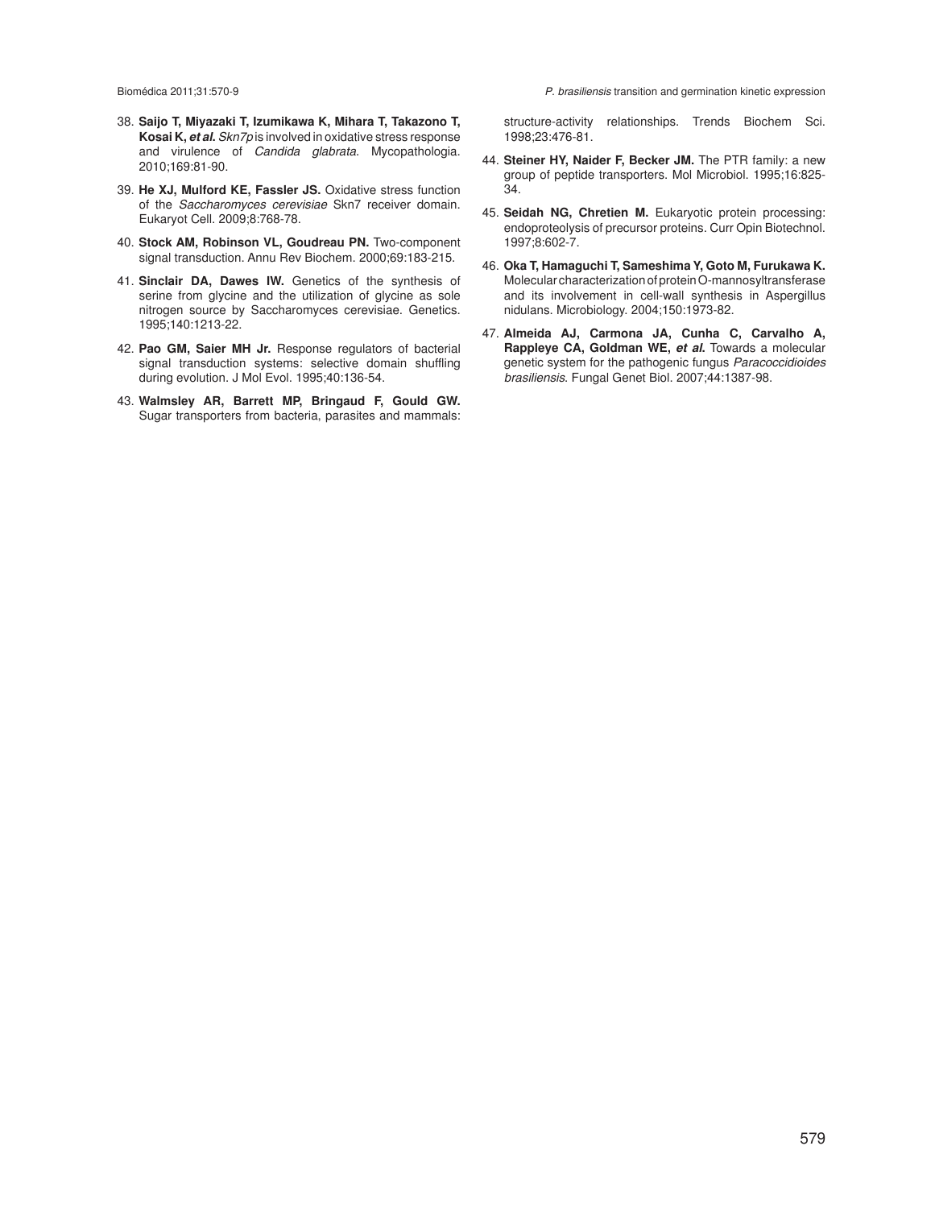38. **Saijo T, Miyazaki T, Izumikawa K, Mihara T, Takazono T, Kosai K, *et al.*** *Skn7p* is involved in oxidative stress response and virulence of *Candida glabrata*. Mycopathologia. 2010;169:81-90.

39. **He XJ, Mulford KE, Fassler JS.** Oxidative stress function of the *Saccharomyces cerevisiae* Skn7 receiver domain. Eukaryot Cell. 2009;8:768-78.

40. **Stock AM, Robinson VL, Goudreau PN.** Two-component signal transduction. Annu Rev Biochem. 2000;69:183-215.

41. **Sinclair DA, Dawes IW.** Genetics of the synthesis of serine from glycine and the utilization of glycine as sole nitrogen source by Saccharomyces cerevisiae. Genetics. 1995;140:1213-22.

42. **Pao GM, Saier MH Jr.** Response regulators of bacterial signal transduction systems: selective domain shuffling during evolution. J Mol Evol. 1995;40:136-54.

43. **Walmsley AR, Barrett MP, Bringaud F, Gould GW.** Sugar transporters from bacteria, parasites and mammals: structure-activity relationships. Trends Biochem Sci. 1998;23:476-81.

44. **Steiner HY, Naider F, Becker JM.** The PTR family: a new group of peptide transporters. Mol Microbiol. 1995;16:825-34.

45. **Seidah NG, Chretien M.** Eukaryotic protein processing: endoproteolysis of precursor proteins. Curr Opin Biotechnol. 1997;8:602-7.

46. **Oka T, Hamaguchi T, Sameshima Y, Goto M, Furukawa K.** Molecular characterization of protein O-mannosyltransferase and its involvement in cell-wall synthesis in Aspergillus nidulans. Microbiology. 2004;150:1973-82.

47. **Almeida AJ, Carmona JA, Cunha C, Carvalho A, Rappleye CA, Goldman WE, *et al.*** Towards a molecular genetic system for the pathogenic fungus *Paracoccidioides brasiliensis*. Fungal Genet Biol. 2007;44:1387-98.